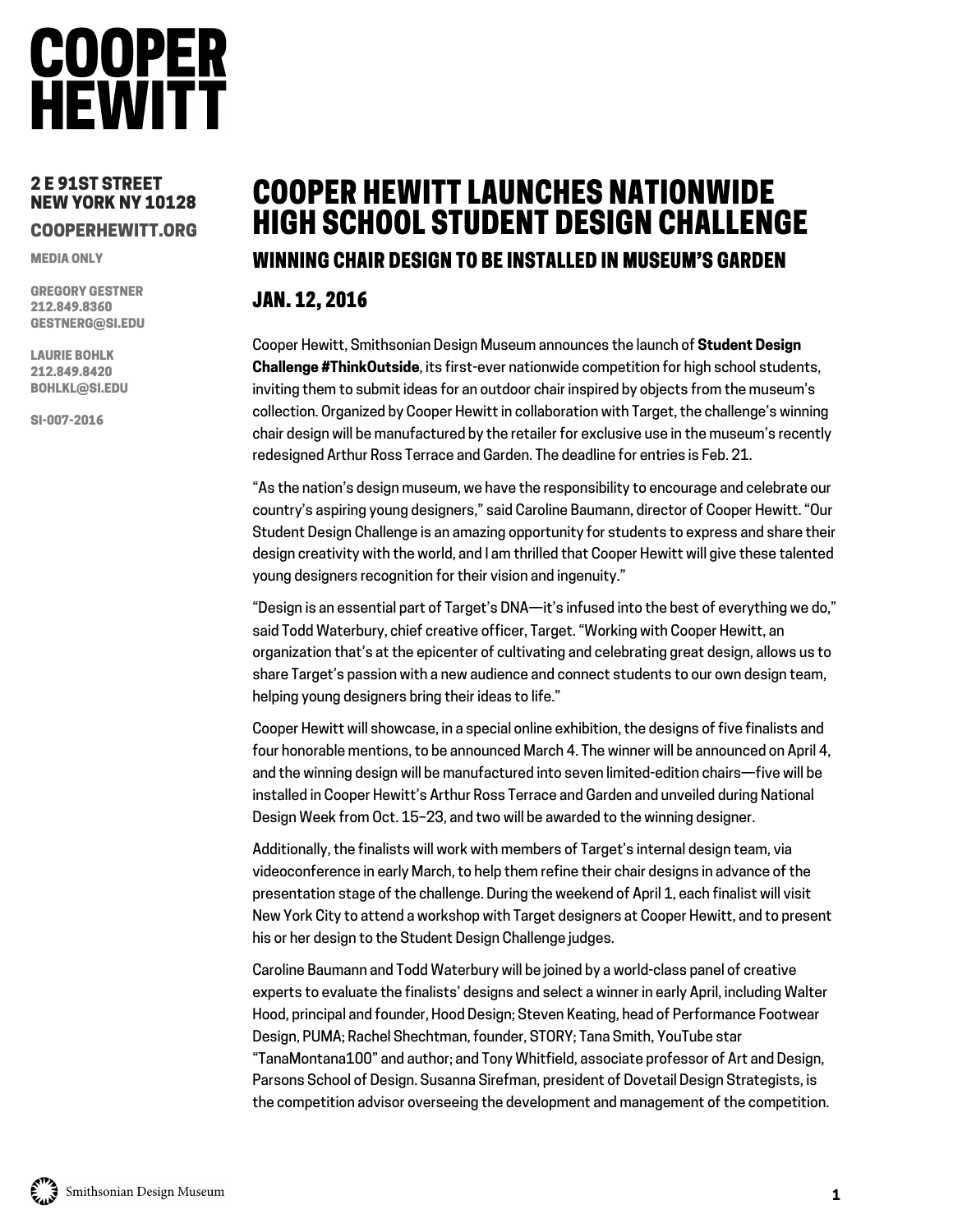# COOPER HEWITT

**2 E 91ST STREET**
**NEW YORK NY 10128**

**COOPERHEWITT.ORG**

MEDIA ONLY

GREGORY GESTNER
212.849.8360
GESTNERG@SI.EDU

LAURIE BOHLK
212.849.8420
BOHLKL@SI.EDU

SI-007-2016

## COOPER HEWITT LAUNCHES NATIONWIDE HIGH SCHOOL STUDENT DESIGN CHALLENGE

### WINNING CHAIR DESIGN TO BE INSTALLED IN MUSEUM'S GARDEN

### JAN. 12, 2016

Cooper Hewitt, Smithsonian Design Museum announces the launch of **Student Design Challenge #ThinkOutside**, its first-ever nationwide competition for high school students, inviting them to submit ideas for an outdoor chair inspired by objects from the museum's collection. Organized by Cooper Hewitt in collaboration with Target, the challenge's winning chair design will be manufactured by the retailer for exclusive use in the museum's recently redesigned Arthur Ross Terrace and Garden. The deadline for entries is Feb. 21.

"As the nation's design museum, we have the responsibility to encourage and celebrate our country's aspiring young designers," said Caroline Baumann, director of Cooper Hewitt. "Our Student Design Challenge is an amazing opportunity for students to express and share their design creativity with the world, and I am thrilled that Cooper Hewitt will give these talented young designers recognition for their vision and ingenuity."

"Design is an essential part of Target's DNA—it's infused into the best of everything we do," said Todd Waterbury, chief creative officer, Target. "Working with Cooper Hewitt, an organization that's at the epicenter of cultivating and celebrating great design, allows us to share Target's passion with a new audience and connect students to our own design team, helping young designers bring their ideas to life."

Cooper Hewitt will showcase, in a special online exhibition, the designs of five finalists and four honorable mentions, to be announced March 4. The winner will be announced on April 4, and the winning design will be manufactured into seven limited-edition chairs—five will be installed in Cooper Hewitt's Arthur Ross Terrace and Garden and unveiled during National Design Week from Oct. 15–23, and two will be awarded to the winning designer.

Additionally, the finalists will work with members of Target's internal design team, via videoconference in early March, to help them refine their chair designs in advance of the presentation stage of the challenge. During the weekend of April 1, each finalist will visit New York City to attend a workshop with Target designers at Cooper Hewitt, and to present his or her design to the Student Design Challenge judges.

Caroline Baumann and Todd Waterbury will be joined by a world-class panel of creative experts to evaluate the finalists' designs and select a winner in early April, including Walter Hood, principal and founder, Hood Design; Steven Keating, head of Performance Footwear Design, PUMA; Rachel Shechtman, founder, STORY; Tana Smith, YouTube star "TanaMontana100" and author; and Tony Whitfield, associate professor of Art and Design, Parsons School of Design. Susanna Sirefman, president of Dovetail Design Strategists, is the competition advisor overseeing the development and management of the competition.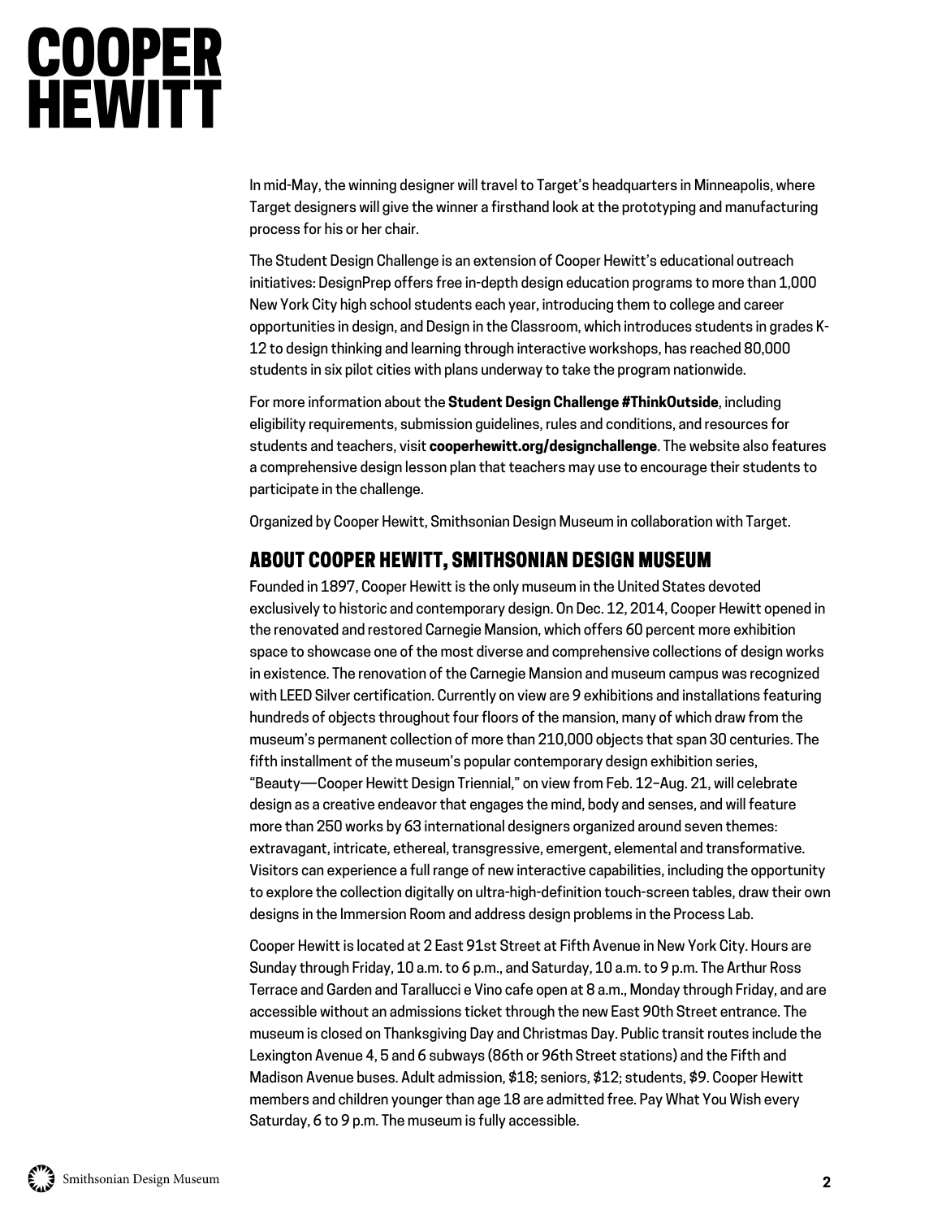In mid-May, the winning designer will travel to Target's headquarters in Minneapolis, where Target designers will give the winner a firsthand look at the prototyping and manufacturing process for his or her chair.

The Student Design Challenge is an extension of Cooper Hewitt's educational outreach initiatives: DesignPrep offers free in-depth design education programs to more than 1,000 New York City high school students each year, introducing them to college and career opportunities in design, and Design in the Classroom, which introduces students in grades K-12 to design thinking and learning through interactive workshops, has reached 80,000 students in six pilot cities with plans underway to take the program nationwide.

For more information about the **Student Design Challenge #ThinkOutside**, including eligibility requirements, submission guidelines, rules and conditions, and resources for students and teachers, visit **cooperhewitt.org/designchallenge**. The website also features a comprehensive design lesson plan that teachers may use to encourage their students to participate in the challenge.

Organized by Cooper Hewitt, Smithsonian Design Museum in collaboration with Target.

## ABOUT COOPER HEWITT, SMITHSONIAN DESIGN MUSEUM

Founded in 1897, Cooper Hewitt is the only museum in the United States devoted exclusively to historic and contemporary design. On Dec. 12, 2014, Cooper Hewitt opened in the renovated and restored Carnegie Mansion, which offers 60 percent more exhibition space to showcase one of the most diverse and comprehensive collections of design works in existence. The renovation of the Carnegie Mansion and museum campus was recognized with LEED Silver certification. Currently on view are 9 exhibitions and installations featuring hundreds of objects throughout four floors of the mansion, many of which draw from the museum's permanent collection of more than 210,000 objects that span 30 centuries. The fifth installment of the museum's popular contemporary design exhibition series, "Beauty—Cooper Hewitt Design Triennial," on view from Feb. 12–Aug. 21, will celebrate design as a creative endeavor that engages the mind, body and senses, and will feature more than 250 works by 63 international designers organized around seven themes: extravagant, intricate, ethereal, transgressive, emergent, elemental and transformative. Visitors can experience a full range of new interactive capabilities, including the opportunity to explore the collection digitally on ultra-high-definition touch-screen tables, draw their own designs in the Immersion Room and address design problems in the Process Lab.

Cooper Hewitt is located at 2 East 91st Street at Fifth Avenue in New York City. Hours are Sunday through Friday, 10 a.m. to 6 p.m., and Saturday, 10 a.m. to 9 p.m. The Arthur Ross Terrace and Garden and Tarallucci e Vino cafe open at 8 a.m., Monday through Friday, and are accessible without an admissions ticket through the new East 90th Street entrance. The museum is closed on Thanksgiving Day and Christmas Day. Public transit routes include the Lexington Avenue 4, 5 and 6 subways (86th or 96th Street stations) and the Fifth and Madison Avenue buses. Adult admission, $18; seniors, $12; students, $9. Cooper Hewitt members and children younger than age 18 are admitted free. Pay What You Wish every Saturday, 6 to 9 p.m. The museum is fully accessible.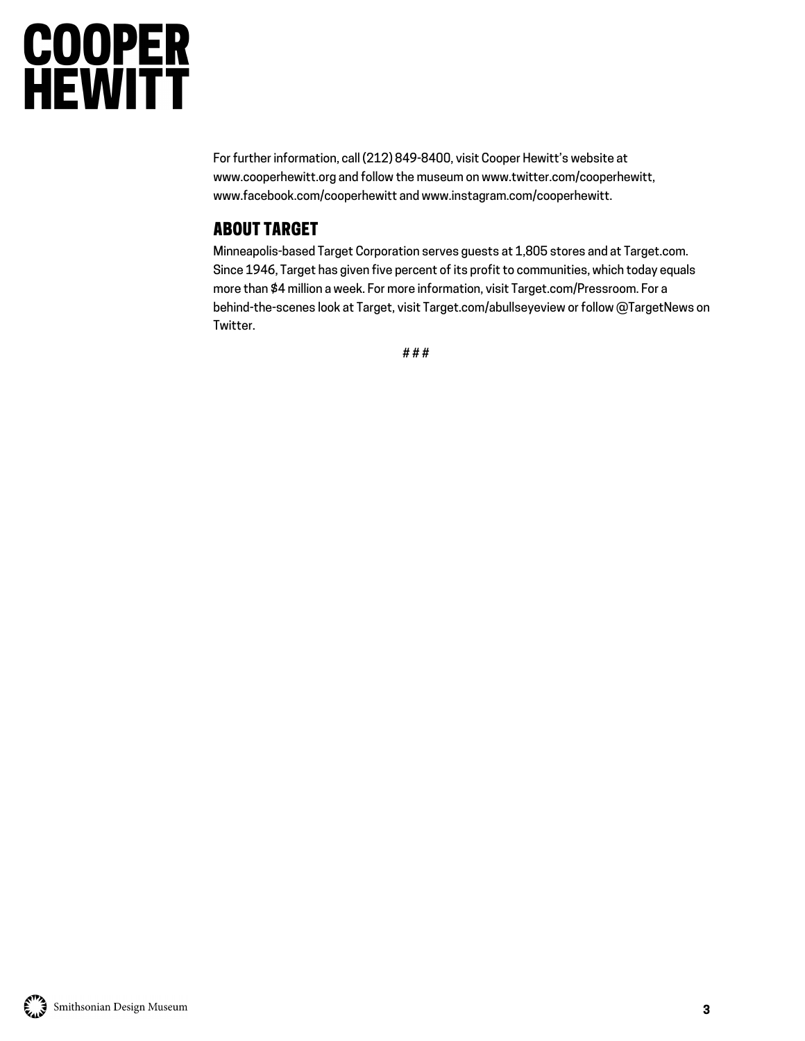For further information, call (212) 849-8400, visit Cooper Hewitt's website at www.cooperhewitt.org and follow the museum on www.twitter.com/cooperhewitt, www.facebook.com/cooperhewitt and www.instagram.com/cooperhewitt.

## ABOUT TARGET

Minneapolis-based Target Corporation serves guests at 1,805 stores and at Target.com. Since 1946, Target has given five percent of its profit to communities, which today equals more than $4 million a week. For more information, visit Target.com/Pressroom. For a behind-the-scenes look at Target, visit Target.com/abullseyeview or follow @TargetNews on Twitter.

# # #